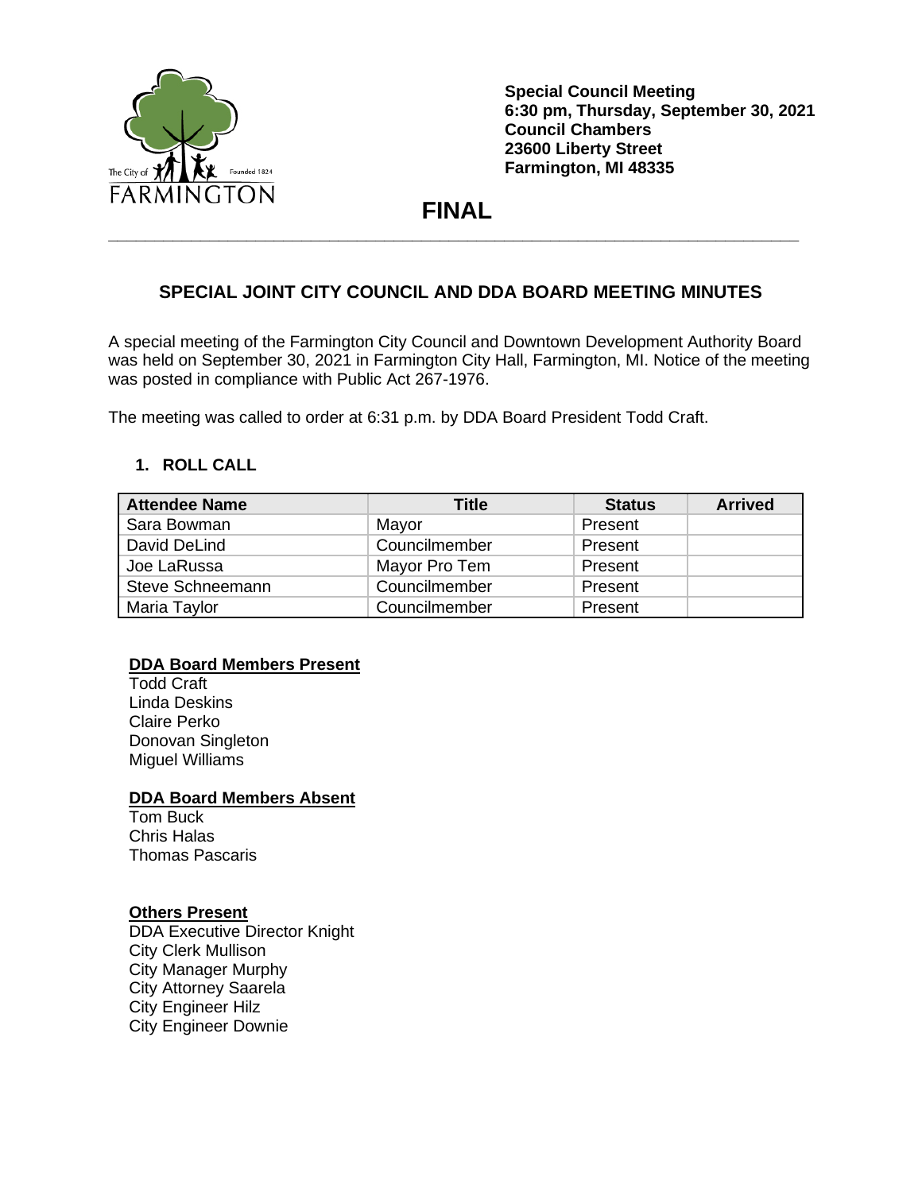The City of Founded 1824 FARMINGTON

**Special Council Meeting**
**6:30 pm, Thursday, September 30, 2021**
**Council Chambers**
**23600 Liberty Street**
**Farmington, MI 48335**

# FINAL

## SPECIAL JOINT CITY COUNCIL AND DDA BOARD MEETING MINUTES

A special meeting of the Farmington City Council and Downtown Development Authority Board was held on September 30, 2021 in Farmington City Hall, Farmington, MI. Notice of the meeting was posted in compliance with Public Act 267-1976.

The meeting was called to order at 6:31 p.m. by DDA Board President Todd Craft.

### 1. ROLL CALL

| Attendee Name | Title | Status | Arrived |
|---|---|---|---|
| Sara Bowman | Mayor | Present | |
| David DeLind | Councilmember | Present | |
| Joe LaRussa | Mayor Pro Tem | Present | |
| Steve Schneemann | Councilmember | Present | |
| Maria Taylor | Councilmember | Present | |

**DDA Board Members Present**
Todd Craft
Linda Deskins
Claire Perko
Donovan Singleton
Miguel Williams

**DDA Board Members Absent**
Tom Buck
Chris Halas
Thomas Pascaris

**Others Present**
DDA Executive Director Knight
City Clerk Mullison
City Manager Murphy
City Attorney Saarela
City Engineer Hilz
City Engineer Downie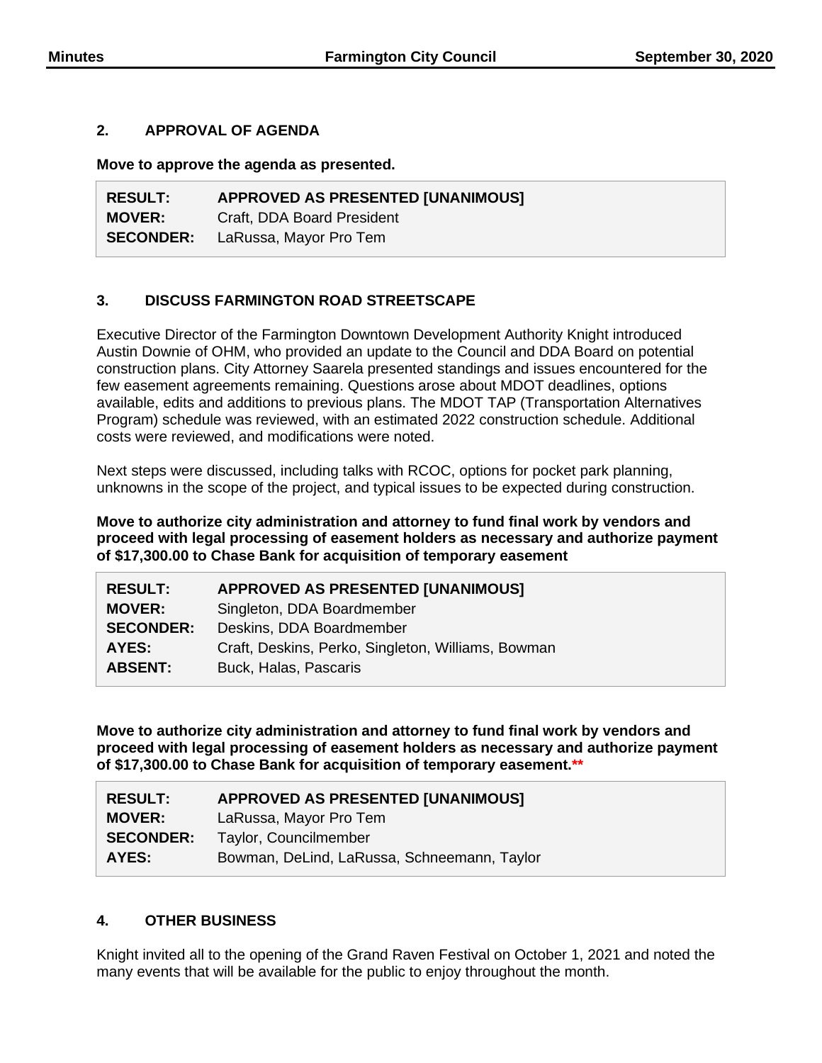## 2. APPROVAL OF AGENDA

**Move to approve the agenda as presented.**

| | |
|---|---|
| **RESULT:** | **APPROVED AS PRESENTED [UNANIMOUS]** |
| **MOVER:** | Craft, DDA Board President |
| **SECONDER:** | LaRussa, Mayor Pro Tem |

## 3. DISCUSS FARMINGTON ROAD STREETSCAPE

Executive Director of the Farmington Downtown Development Authority Knight introduced Austin Downie of OHM, who provided an update to the Council and DDA Board on potential construction plans. City Attorney Saarela presented standings and issues encountered for the few easement agreements remaining. Questions arose about MDOT deadlines, options available, edits and additions to previous plans. The MDOT TAP (Transportation Alternatives Program) schedule was reviewed, with an estimated 2022 construction schedule. Additional costs were reviewed, and modifications were noted.

Next steps were discussed, including talks with RCOC, options for pocket park planning, unknowns in the scope of the project, and typical issues to be expected during construction.

**Move to authorize city administration and attorney to fund final work by vendors and proceed with legal processing of easement holders as necessary and authorize payment of $17,300.00 to Chase Bank for acquisition of temporary easement**

| | |
|---|---|
| **RESULT:** | **APPROVED AS PRESENTED [UNANIMOUS]** |
| **MOVER:** | Singleton, DDA Boardmember |
| **SECONDER:** | Deskins, DDA Boardmember |
| **AYES:** | Craft, Deskins, Perko, Singleton, Williams, Bowman |
| **ABSENT:** | Buck, Halas, Pascaris |

**Move to authorize city administration and attorney to fund final work by vendors and proceed with legal processing of easement holders as necessary and authorize payment of $17,300.00 to Chase Bank for acquisition of temporary easement.****

| | |
|---|---|
| **RESULT:** | **APPROVED AS PRESENTED [UNANIMOUS]** |
| **MOVER:** | LaRussa, Mayor Pro Tem |
| **SECONDER:** | Taylor, Councilmember |
| **AYES:** | Bowman, DeLind, LaRussa, Schneemann, Taylor |

## 4. OTHER BUSINESS

Knight invited all to the opening of the Grand Raven Festival on October 1, 2021 and noted the many events that will be available for the public to enjoy throughout the month.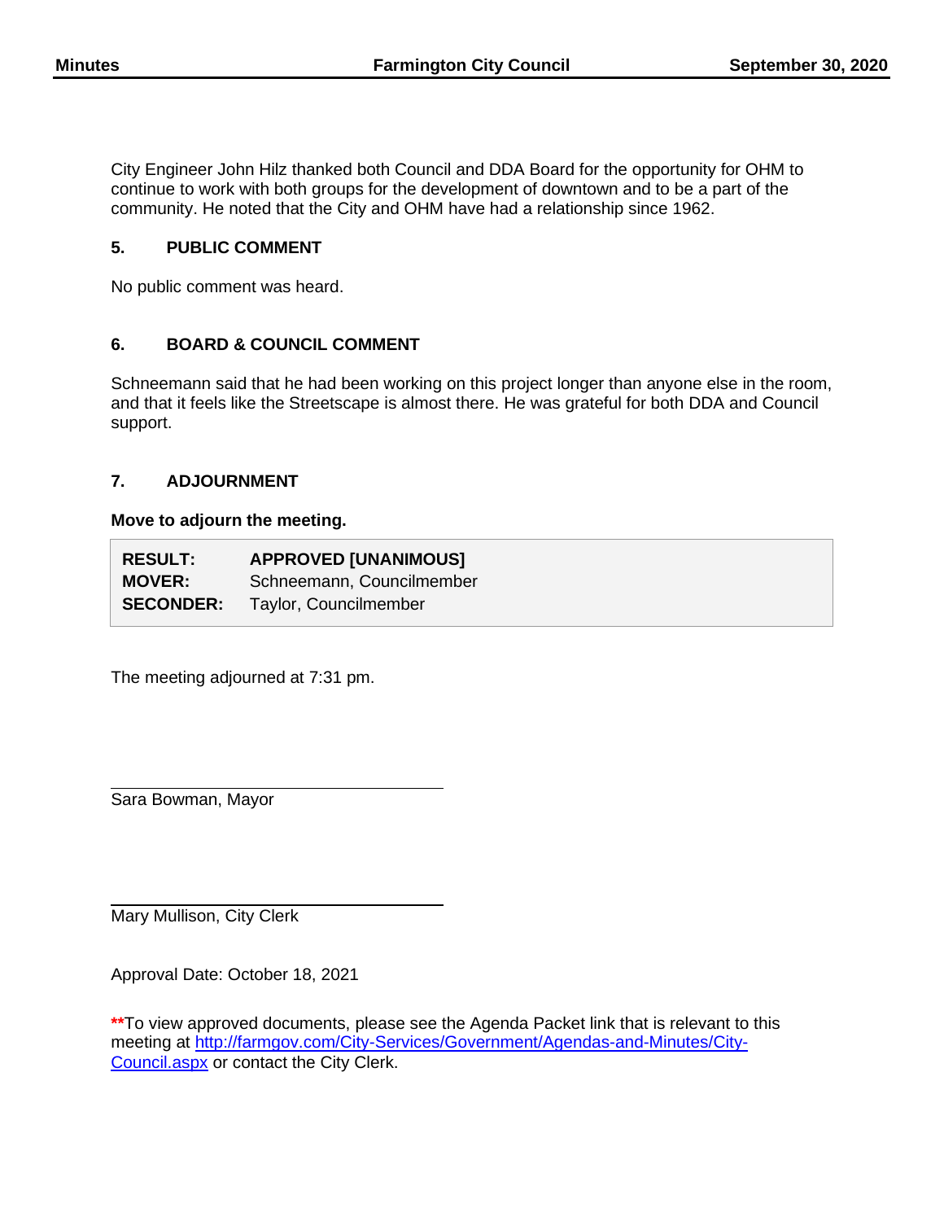City Engineer John Hilz thanked both Council and DDA Board for the opportunity for OHM to continue to work with both groups for the development of downtown and to be a part of the community. He noted that the City and OHM have had a relationship since 1962.

## 5. PUBLIC COMMENT

No public comment was heard.

## 6. BOARD & COUNCIL COMMENT

Schneemann said that he had been working on this project longer than anyone else in the room, and that it feels like the Streetscape is almost there. He was grateful for both DDA and Council support.

## 7. ADJOURNMENT

**Move to adjourn the meeting.**

| | |
|---|---|
| **RESULT:** | **APPROVED [UNANIMOUS]** |
| **MOVER:** | Schneemann, Councilmember |
| **SECONDER:** | Taylor, Councilmember |

The meeting adjourned at 7:31 pm.

Sara Bowman, Mayor

Mary Mullison, City Clerk

Approval Date: October 18, 2021

**To view approved documents, please see the Agenda Packet link that is relevant to this meeting at http://farmgov.com/City-Services/Government/Agendas-and-Minutes/City-Council.aspx or contact the City Clerk.